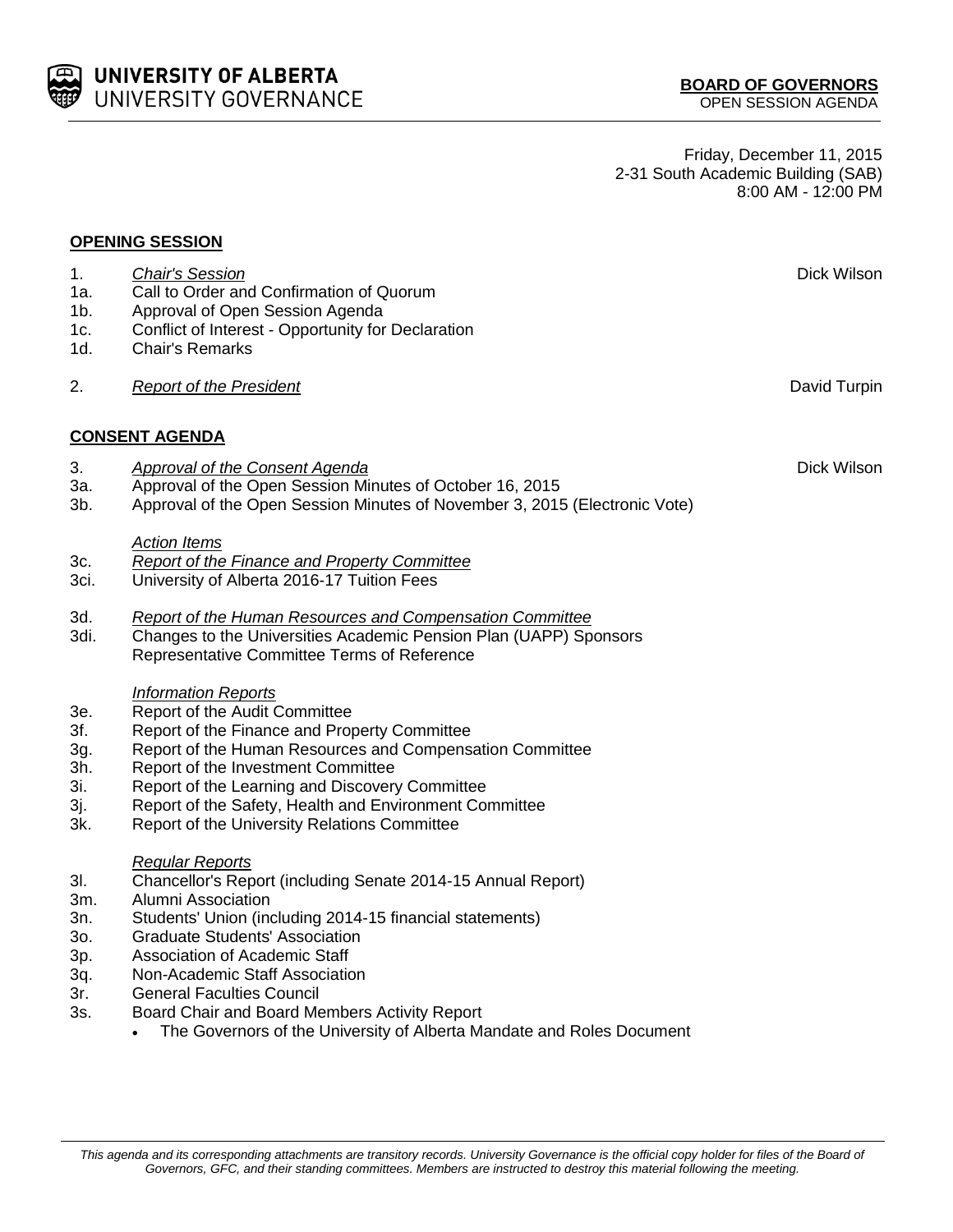**UNIVERSITY OF ALBERTA**
UNIVERSITY GOVERNANCE

**BOARD OF GOVERNORS**
OPEN SESSION AGENDA

Friday, December 11, 2015
2-31 South Academic Building (SAB)
8:00 AM - 12:00 PM

## OPENING SESSION

1. *Chair's Session* — Dick Wilson
1a. Call to Order and Confirmation of Quorum
1b. Approval of Open Session Agenda
1c. Conflict of Interest - Opportunity for Declaration
1d. Chair's Remarks

2. *Report of the President* — David Turpin

## CONSENT AGENDA

3. *Approval of the Consent Agenda* — Dick Wilson
3a. Approval of the Open Session Minutes of October 16, 2015
3b. Approval of the Open Session Minutes of November 3, 2015 (Electronic Vote)

*Action Items*

3c. *Report of the Finance and Property Committee*
3ci. University of Alberta 2016-17 Tuition Fees

3d. *Report of the Human Resources and Compensation Committee*
3di. Changes to the Universities Academic Pension Plan (UAPP) Sponsors Representative Committee Terms of Reference

*Information Reports*

3e. Report of the Audit Committee
3f. Report of the Finance and Property Committee
3g. Report of the Human Resources and Compensation Committee
3h. Report of the Investment Committee
3i. Report of the Learning and Discovery Committee
3j. Report of the Safety, Health and Environment Committee
3k. Report of the University Relations Committee

*Regular Reports*

3l. Chancellor's Report (including Senate 2014-15 Annual Report)
3m. Alumni Association
3n. Students' Union (including 2014-15 financial statements)
3o. Graduate Students' Association
3p. Association of Academic Staff
3q. Non-Academic Staff Association
3r. General Faculties Council
3s. Board Chair and Board Members Activity Report
   - The Governors of the University of Alberta Mandate and Roles Document

*This agenda and its corresponding attachments are transitory records. University Governance is the official copy holder for files of the Board of Governors, GFC, and their standing committees. Members are instructed to destroy this material following the meeting.*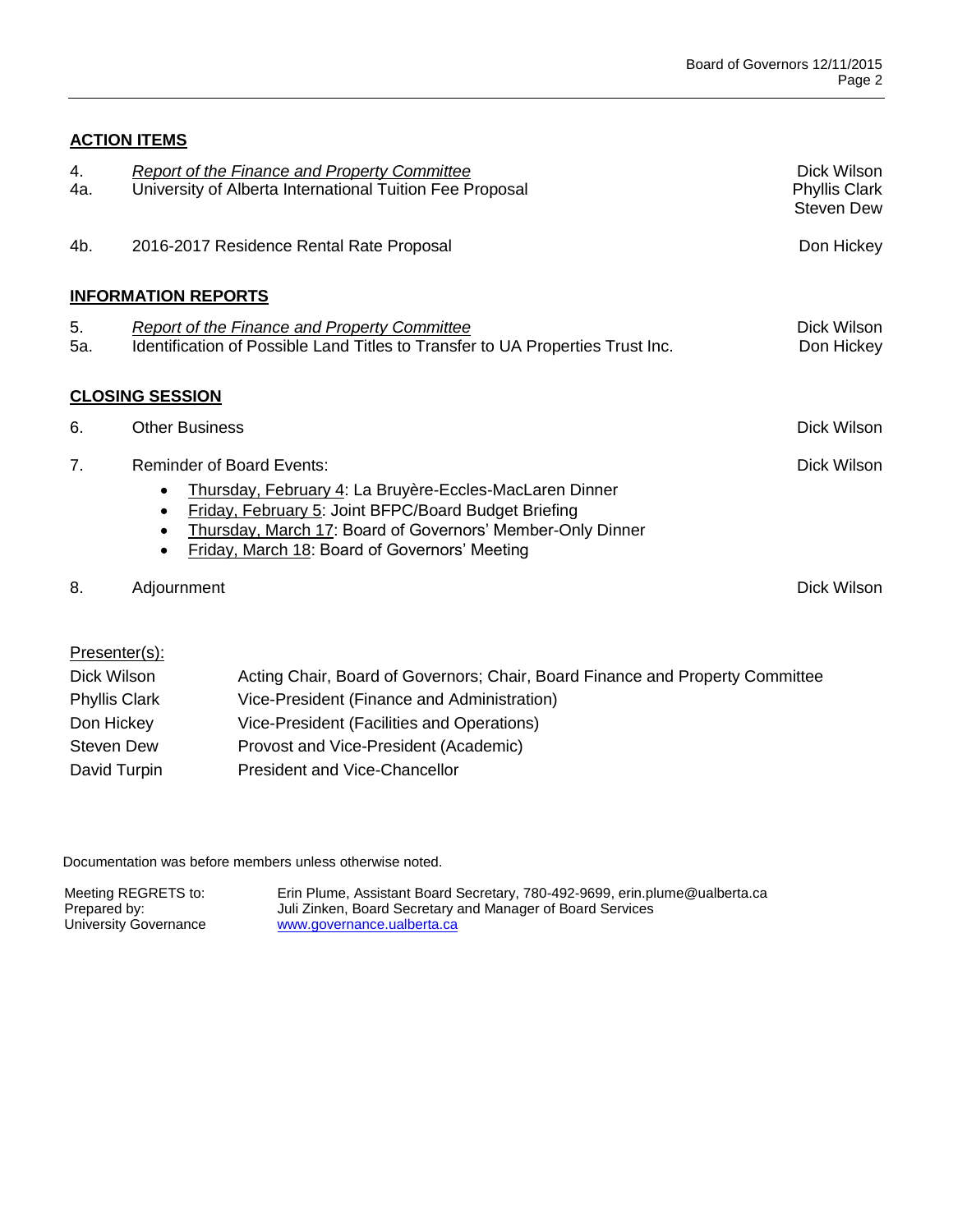**ACTION ITEMS**

| | | |
|---|---|---|
| 4. | *Report of the Finance and Property Committee* | Dick Wilson |
| 4a. | University of Alberta International Tuition Fee Proposal | Phyllis Clark<br>Steven Dew |
| 4b. | 2016-2017 Residence Rental Rate Proposal | Don Hickey |

**INFORMATION REPORTS**

| | | |
|---|---|---|
| 5. | *Report of the Finance and Property Committee* | Dick Wilson |
| 5a. | Identification of Possible Land Titles to Transfer to UA Properties Trust Inc. | Don Hickey |

**CLOSING SESSION**

6. Other Business — Dick Wilson

7. Reminder of Board Events: — Dick Wilson
   - Thursday, February 4: La Bruyère-Eccles-MacLaren Dinner
   - Friday, February 5: Joint BFPC/Board Budget Briefing
   - Thursday, March 17: Board of Governors' Member-Only Dinner
   - Friday, March 18: Board of Governors' Meeting

8. Adjournment — Dick Wilson

Presenter(s):

| | |
|---|---|
| Dick Wilson | Acting Chair, Board of Governors; Chair, Board Finance and Property Committee |
| Phyllis Clark | Vice-President (Finance and Administration) |
| Don Hickey | Vice-President (Facilities and Operations) |
| Steven Dew | Provost and Vice-President (Academic) |
| David Turpin | President and Vice-Chancellor |

Documentation was before members unless otherwise noted.

| | |
|---|---|
| Meeting REGRETS to: | Erin Plume, Assistant Board Secretary, 780-492-9699, erin.plume@ualberta.ca |
| Prepared by: | Juli Zinken, Board Secretary and Manager of Board Services |
| University Governance | www.governance.ualberta.ca |